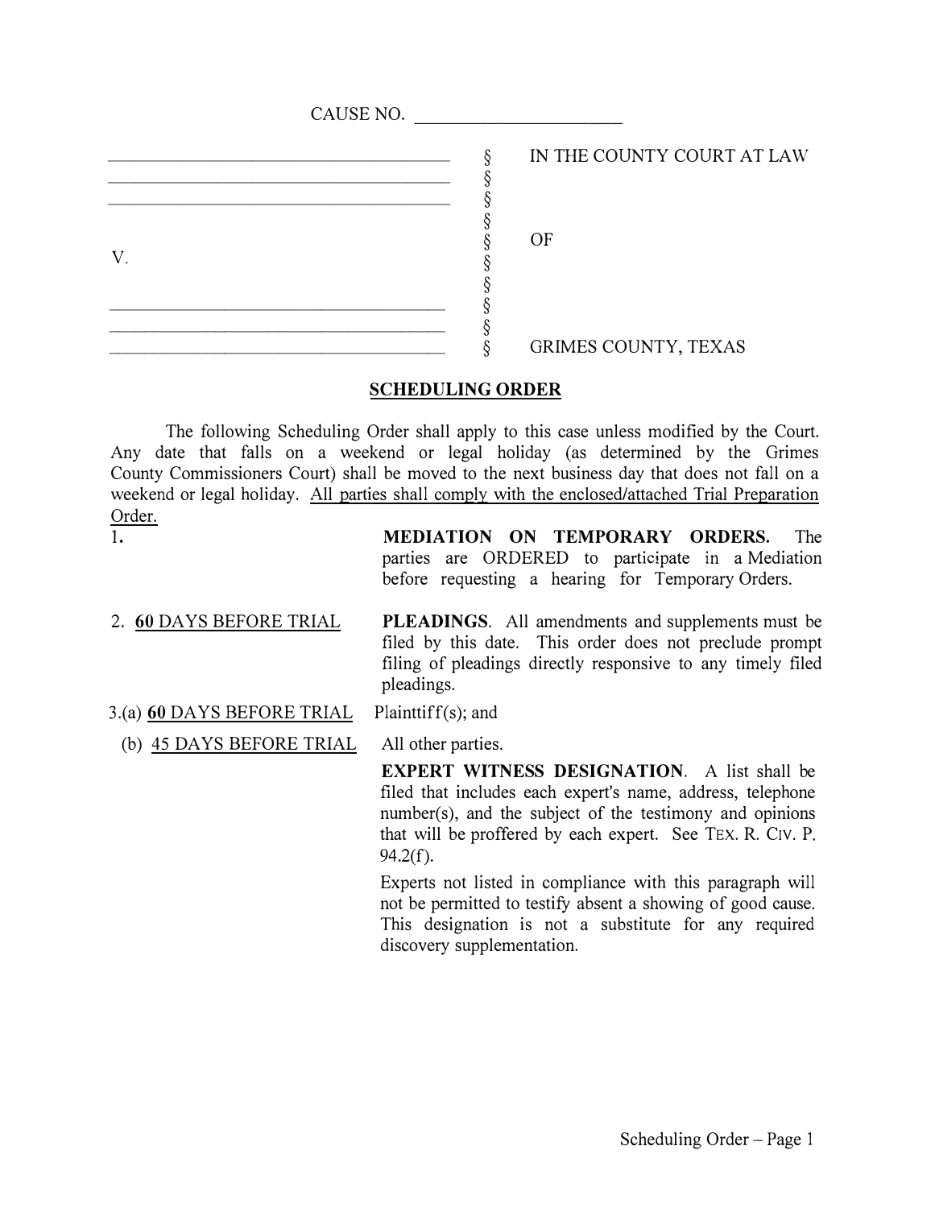CAUSE NO. ______________________

| | | |
|---|---|---|
| ______________________________ | § | IN THE COUNTY COURT AT LAW |
| ______________________________ | § | |
| ______________________________ | § | |
| | § | |
| | § | OF |
| V. | § | |
| | § | |
| ______________________________ | § | |
| ______________________________ | § | |
| ______________________________ | § | GRIMES COUNTY, TEXAS |

## SCHEDULING ORDER

The following Scheduling Order shall apply to this case unless modified by the Court. Any date that falls on a weekend or legal holiday (as determined by the Grimes County Commissioners Court) shall be moved to the next business day that does not fall on a weekend or legal holiday. <u>All parties shall comply with the enclosed/attached Trial Preparation Order.</u>

1. **MEDIATION ON TEMPORARY ORDERS.** The parties are ORDERED to participate in a Mediation before requesting a hearing for Temporary Orders.

2. <u>**60** DAYS BEFORE TRIAL</u> — **PLEADINGS**. All amendments and supplements must be filed by this date. This order does not preclude prompt filing of pleadings directly responsive to any timely filed pleadings.

3.(a) <u>**60** DAYS BEFORE TRIAL</u> — Plainttiff(s); and

(b) <u>45 DAYS BEFORE TRIAL</u> — All other parties.

**EXPERT WITNESS DESIGNATION**. A list shall be filed that includes each expert's name, address, telephone number(s), and the subject of the testimony and opinions that will be proffered by each expert. See TEX. R. CIV. P. 94.2(f).

Experts not listed in compliance with this paragraph will not be permitted to testify absent a showing of good cause. This designation is not a substitute for any required discovery supplementation.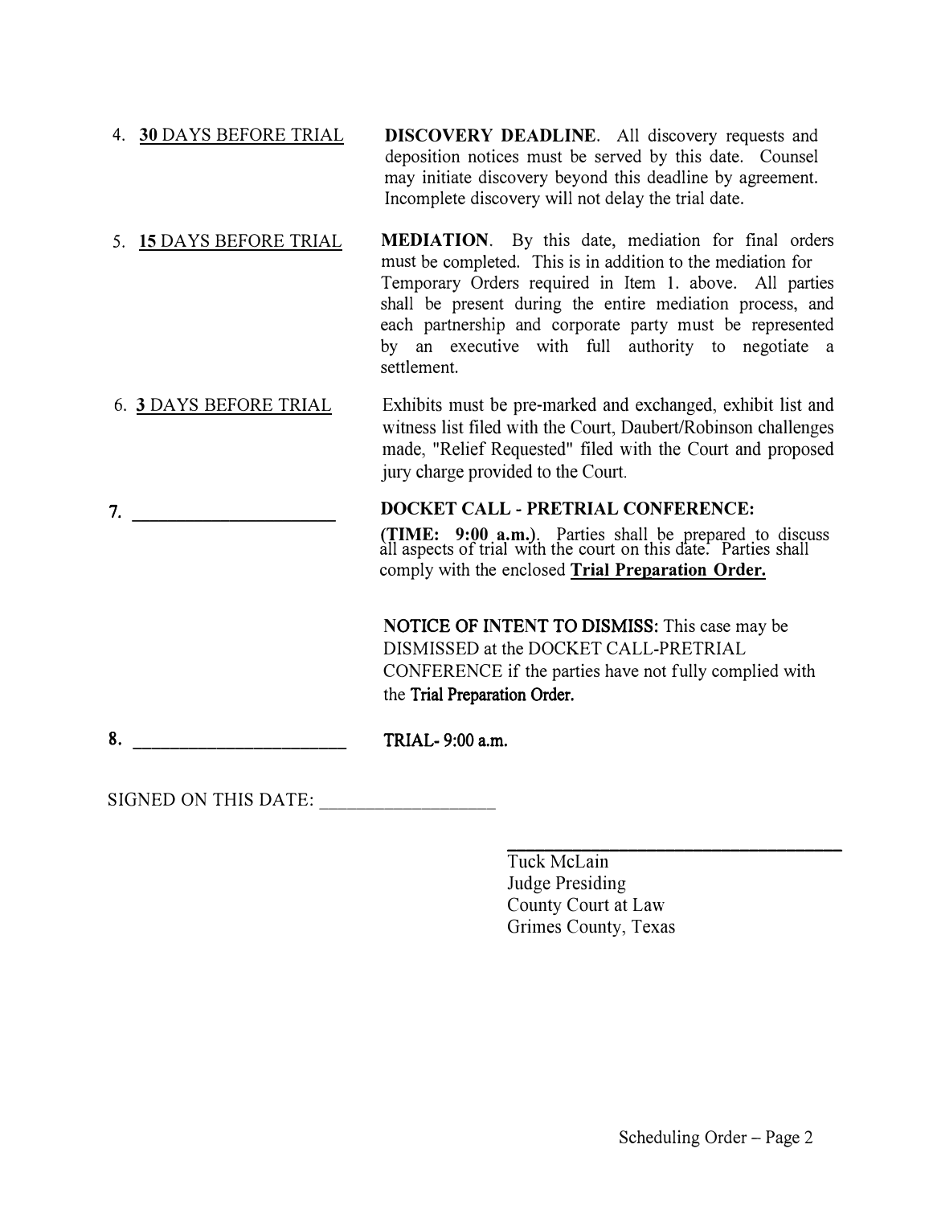4. **30** DAYS BEFORE TRIAL — **DISCOVERY DEADLINE**. All discovery requests and deposition notices must be served by this date. Counsel may initiate discovery beyond this deadline by agreement. Incomplete discovery will not delay the trial date.

5. **15** DAYS BEFORE TRIAL — **MEDIATION**. By this date, mediation for final orders must be completed. This is in addition to the mediation for Temporary Orders required in Item 1. above. All parties shall be present during the entire mediation process, and each partnership and corporate party must be represented by an executive with full authority to negotiate a settlement.

6. **3** DAYS BEFORE TRIAL — Exhibits must be pre-marked and exchanged, exhibit list and witness list filed with the Court, Daubert/Robinson challenges made, "Relief Requested" filed with the Court and proposed jury charge provided to the Court.

7. ______________________ — **DOCKET CALL - PRETRIAL CONFERENCE:**

**(TIME: 9:00 a.m.).** Parties shall be prepared to discuss all aspects of trial with the court on this date. Parties shall comply with the enclosed **Trial Preparation Order.**

**NOTICE OF INTENT TO DISMISS:** This case may be DISMISSED at the DOCKET CALL-PRETRIAL CONFERENCE if the parties have not fully complied with the **Trial Preparation Order.**

8. ______________________ — **TRIAL- 9:00 a.m.**

SIGNED ON THIS DATE: __________________

____________________________________
Tuck McLain
Judge Presiding
County Court at Law
Grimes County, Texas

Scheduling Order – Page 2